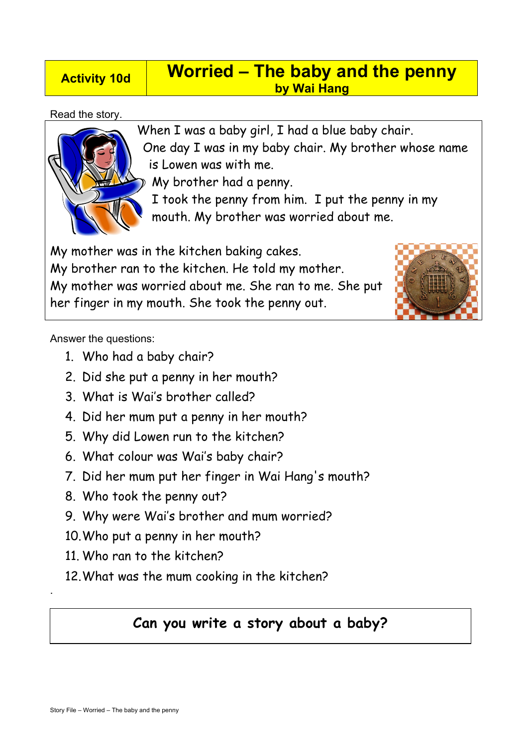**Activity 10d**

# Worried – The baby and the penny

**by Wai Hang**

Read the story.

When I was a baby girl, I had a blue baby chair.
One day I was in my baby chair. My brother whose name is Lowen was with me.
My brother had a penny.
I took the penny from him. I put the penny in my mouth. My brother was worried about me.

My mother was in the kitchen baking cakes.
My brother ran to the kitchen. He told my mother.
My mother was worried about me. She ran to me. She put her finger in my mouth. She took the penny out.

Answer the questions:

1. Who had a baby chair?
2. Did she put a penny in her mouth?
3. What is Wai's brother called?
4. Did her mum put a penny in her mouth?
5. Why did Lowen run to the kitchen?
6. What colour was Wai's baby chair?
7. Did her mum put her finger in Wai Hang's mouth?
8. Who took the penny out?
9. Why were Wai's brother and mum worried?
10. Who put a penny in her mouth?
11. Who ran to the kitchen?
12. What was the mum cooking in the kitchen?

**Can you write a story about a baby?**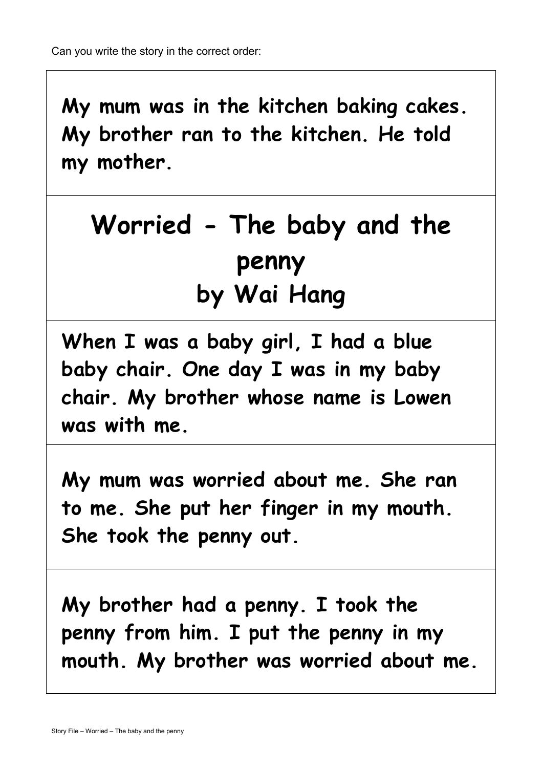Can you write the story in the correct order:

**My mum was in the kitchen baking cakes. My brother ran to the kitchen. He told my mother.**

# Worried - The baby and the penny
## by Wai Hang

**When I was a baby girl, I had a blue baby chair. One day I was in my baby chair. My brother whose name is Lowen was with me.**

**My mum was worried about me. She ran to me. She put her finger in my mouth. She took the penny out.**

**My brother had a penny. I took the penny from him. I put the penny in my mouth. My brother was worried about me.**